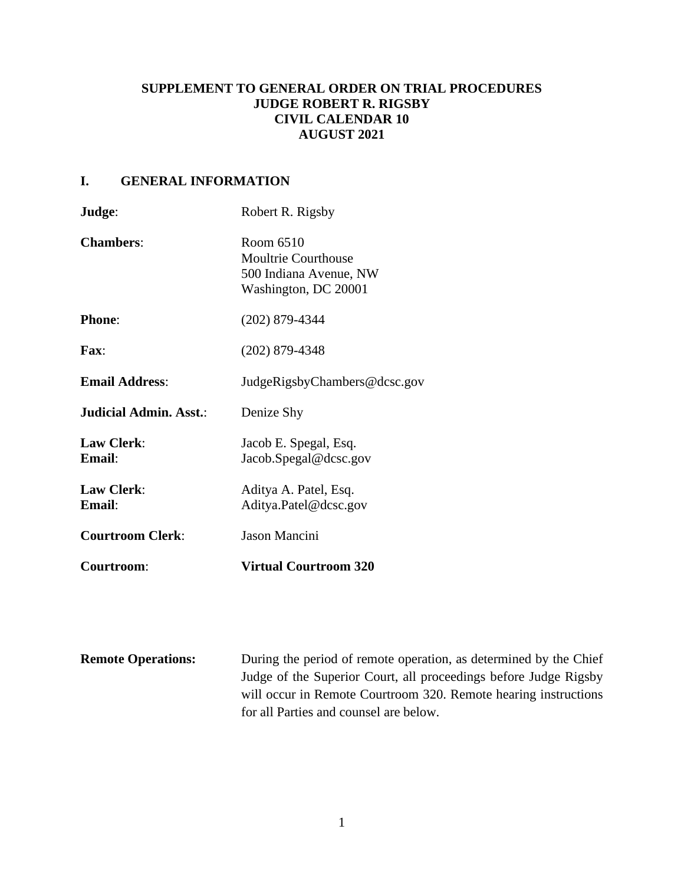**SUPPLEMENT TO GENERAL ORDER ON TRIAL PROCEDURES**
**JUDGE ROBERT R. RIGSBY**
**CIVIL CALENDAR 10**
**AUGUST 2021**

## I. GENERAL INFORMATION

**Judge**: Robert R. Rigsby

**Chambers**: Room 6510
Moultrie Courthouse
500 Indiana Avenue, NW
Washington, DC 20001

**Phone**: (202) 879-4344

**Fax**: (202) 879-4348

**Email Address**: JudgeRigsbyChambers@dcsc.gov

**Judicial Admin. Asst.**: Denize Shy

**Law Clerk**: Jacob E. Spegal, Esq.
**Email**: Jacob.Spegal@dcsc.gov

**Law Clerk**: Aditya A. Patel, Esq.
**Email**: Aditya.Patel@dcsc.gov

**Courtroom Clerk**: Jason Mancini

**Courtroom**: **Virtual Courtroom 320**

**Remote Operations:** During the period of remote operation, as determined by the Chief Judge of the Superior Court, all proceedings before Judge Rigsby will occur in Remote Courtroom 320. Remote hearing instructions for all Parties and counsel are below.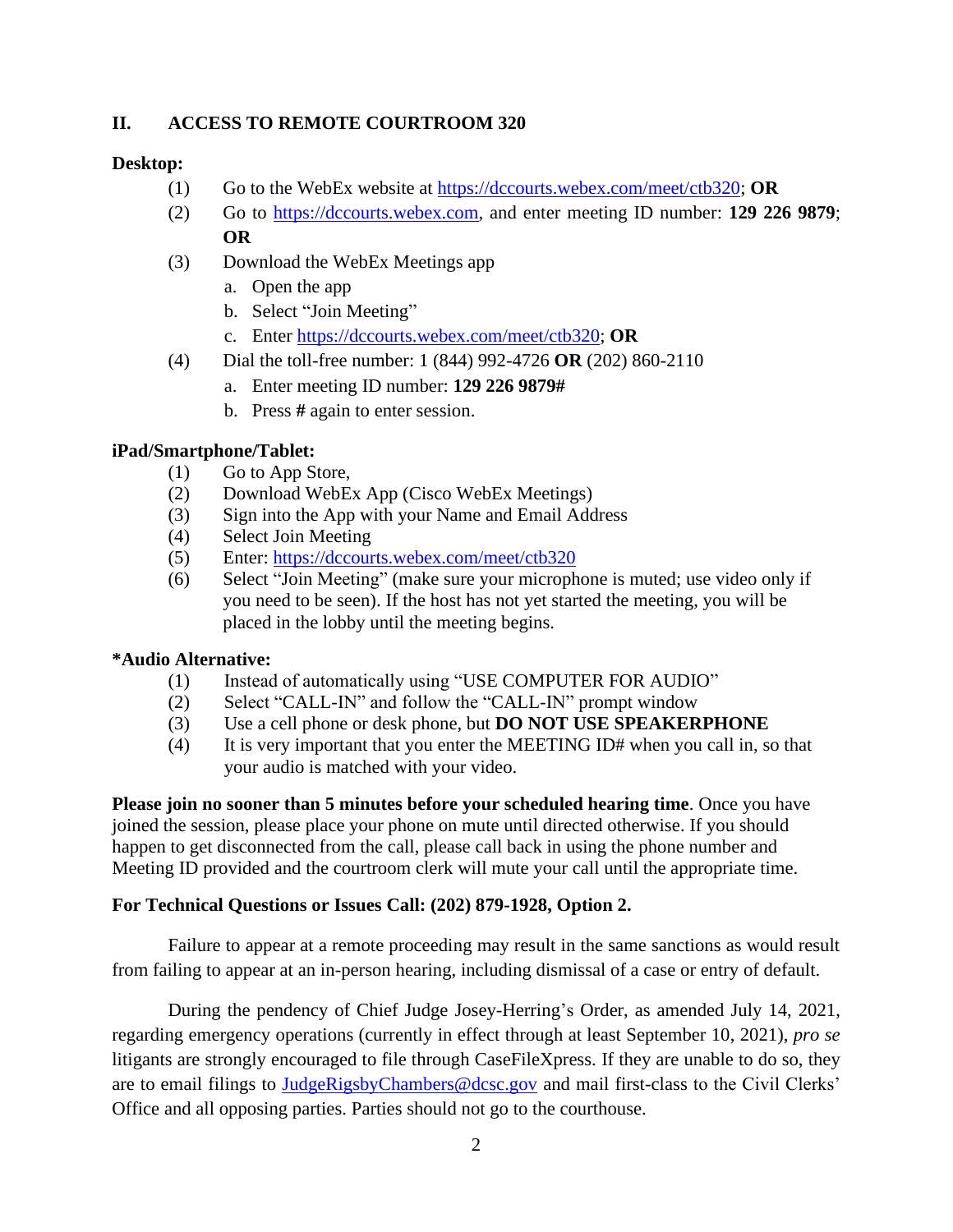## II. ACCESS TO REMOTE COURTROOM 320

**Desktop:**

(1) Go to the WebEx website at https://dccourts.webex.com/meet/ctb320; **OR**

(2) Go to https://dccourts.webex.com, and enter meeting ID number: **129 226 9879**; **OR**

(3) Download the WebEx Meetings app
   a. Open the app
   b. Select "Join Meeting"
   c. Enter https://dccourts.webex.com/meet/ctb320; **OR**

(4) Dial the toll-free number: 1 (844) 992-4726 **OR** (202) 860-2110
   a. Enter meeting ID number: **129 226 9879#**
   b. Press **#** again to enter session.

**iPad/Smartphone/Tablet:**

(1) Go to App Store,
(2) Download WebEx App (Cisco WebEx Meetings)
(3) Sign into the App with your Name and Email Address
(4) Select Join Meeting
(5) Enter: https://dccourts.webex.com/meet/ctb320
(6) Select "Join Meeting" (make sure your microphone is muted; use video only if you need to be seen). If the host has not yet started the meeting, you will be placed in the lobby until the meeting begins.

***Audio Alternative:**

(1) Instead of automatically using "USE COMPUTER FOR AUDIO"
(2) Select "CALL-IN" and follow the "CALL-IN" prompt window
(3) Use a cell phone or desk phone, but **DO NOT USE SPEAKERPHONE**
(4) It is very important that you enter the MEETING ID# when you call in, so that your audio is matched with your video.

**Please join no sooner than 5 minutes before your scheduled hearing time**. Once you have joined the session, please place your phone on mute until directed otherwise. If you should happen to get disconnected from the call, please call back in using the phone number and Meeting ID provided and the courtroom clerk will mute your call until the appropriate time.

**For Technical Questions or Issues Call: (202) 879-1928, Option 2.**

Failure to appear at a remote proceeding may result in the same sanctions as would result from failing to appear at an in-person hearing, including dismissal of a case or entry of default.

During the pendency of Chief Judge Josey-Herring's Order, as amended July 14, 2021, regarding emergency operations (currently in effect through at least September 10, 2021), *pro se* litigants are strongly encouraged to file through CaseFileXpress. If they are unable to do so, they are to email filings to JudgeRigsbyChambers@dcsc.gov and mail first-class to the Civil Clerks' Office and all opposing parties. Parties should not go to the courthouse.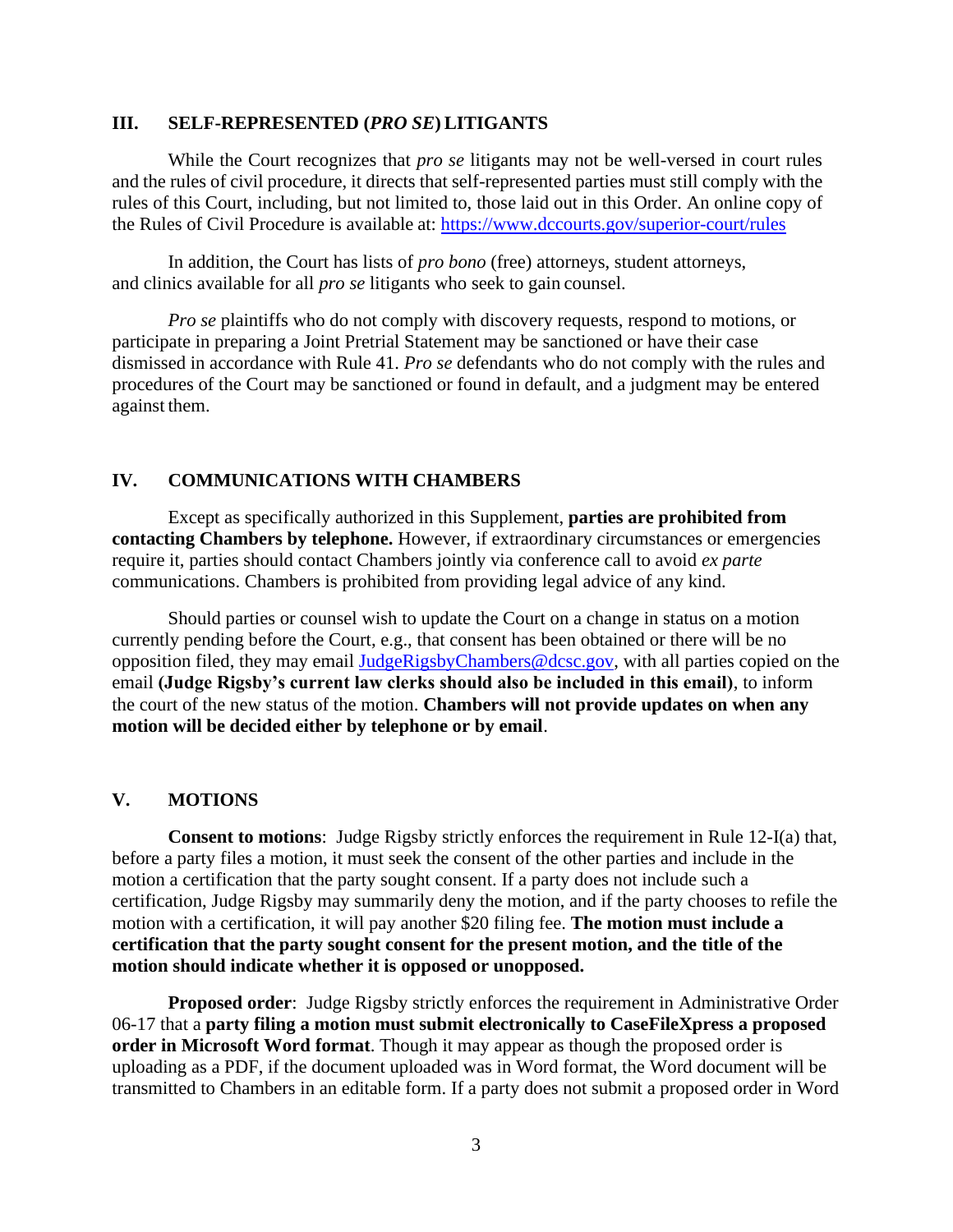## III. SELF-REPRESENTED (*PRO SE*) LITIGANTS

While the Court recognizes that *pro se* litigants may not be well-versed in court rules and the rules of civil procedure, it directs that self-represented parties must still comply with the rules of this Court, including, but not limited to, those laid out in this Order. An online copy of the Rules of Civil Procedure is available at: https://www.dccourts.gov/superior-court/rules

In addition, the Court has lists of *pro bono* (free) attorneys, student attorneys, and clinics available for all *pro se* litigants who seek to gain counsel.

*Pro se* plaintiffs who do not comply with discovery requests, respond to motions, or participate in preparing a Joint Pretrial Statement may be sanctioned or have their case dismissed in accordance with Rule 41. *Pro se* defendants who do not comply with the rules and procedures of the Court may be sanctioned or found in default, and a judgment may be entered against them.

## IV. COMMUNICATIONS WITH CHAMBERS

Except as specifically authorized in this Supplement, **parties are prohibited from contacting Chambers by telephone.** However, if extraordinary circumstances or emergencies require it, parties should contact Chambers jointly via conference call to avoid *ex parte* communications. Chambers is prohibited from providing legal advice of any kind.

Should parties or counsel wish to update the Court on a change in status on a motion currently pending before the Court, e.g., that consent has been obtained or there will be no opposition filed, they may email JudgeRigsbyChambers@dcsc.gov, with all parties copied on the email **(Judge Rigsby's current law clerks should also be included in this email)**, to inform the court of the new status of the motion. **Chambers will not provide updates on when any motion will be decided either by telephone or by email**.

## V. MOTIONS

**Consent to motions**: Judge Rigsby strictly enforces the requirement in Rule 12-I(a) that, before a party files a motion, it must seek the consent of the other parties and include in the motion a certification that the party sought consent. If a party does not include such a certification, Judge Rigsby may summarily deny the motion, and if the party chooses to refile the motion with a certification, it will pay another $20 filing fee. **The motion must include a certification that the party sought consent for the present motion, and the title of the motion should indicate whether it is opposed or unopposed.**

**Proposed order**: Judge Rigsby strictly enforces the requirement in Administrative Order 06-17 that a **party filing a motion must submit electronically to CaseFileXpress a proposed order in Microsoft Word format**. Though it may appear as though the proposed order is uploading as a PDF, if the document uploaded was in Word format, the Word document will be transmitted to Chambers in an editable form. If a party does not submit a proposed order in Word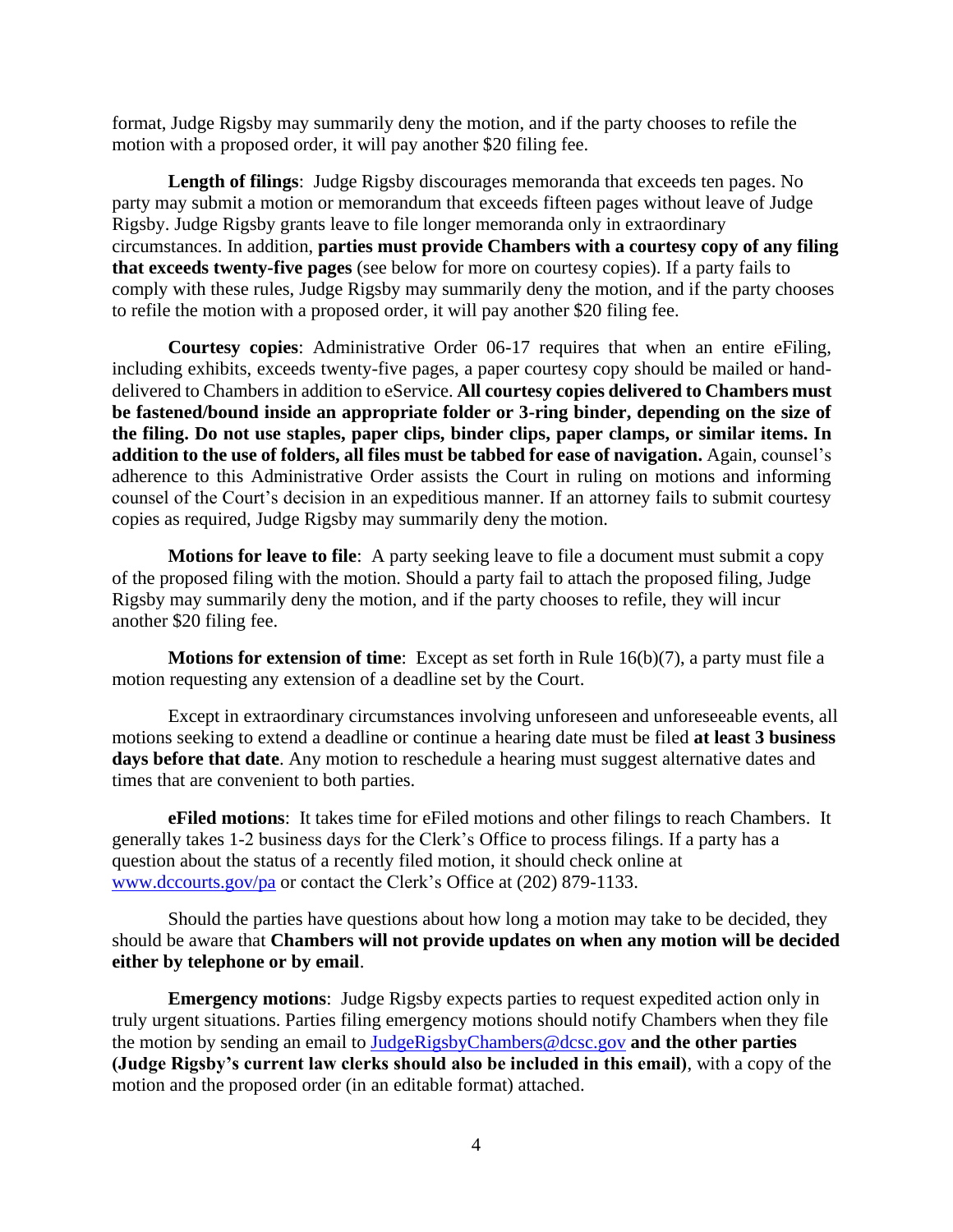format, Judge Rigsby may summarily deny the motion, and if the party chooses to refile the motion with a proposed order, it will pay another $20 filing fee.

**Length of filings**: Judge Rigsby discourages memoranda that exceeds ten pages. No party may submit a motion or memorandum that exceeds fifteen pages without leave of Judge Rigsby. Judge Rigsby grants leave to file longer memoranda only in extraordinary circumstances. In addition, **parties must provide Chambers with a courtesy copy of any filing that exceeds twenty-five pages** (see below for more on courtesy copies). If a party fails to comply with these rules, Judge Rigsby may summarily deny the motion, and if the party chooses to refile the motion with a proposed order, it will pay another $20 filing fee.

**Courtesy copies**: Administrative Order 06-17 requires that when an entire eFiling, including exhibits, exceeds twenty-five pages, a paper courtesy copy should be mailed or hand-delivered to Chambers in addition to eService. **All courtesy copies delivered to Chambers must be fastened/bound inside an appropriate folder or 3-ring binder, depending on the size of the filing. Do not use staples, paper clips, binder clips, paper clamps, or similar items. In addition to the use of folders, all files must be tabbed for ease of navigation.** Again, counsel's adherence to this Administrative Order assists the Court in ruling on motions and informing counsel of the Court's decision in an expeditious manner. If an attorney fails to submit courtesy copies as required, Judge Rigsby may summarily deny the motion.

**Motions for leave to file**: A party seeking leave to file a document must submit a copy of the proposed filing with the motion. Should a party fail to attach the proposed filing, Judge Rigsby may summarily deny the motion, and if the party chooses to refile, they will incur another $20 filing fee.

**Motions for extension of time**: Except as set forth in Rule 16(b)(7), a party must file a motion requesting any extension of a deadline set by the Court.

Except in extraordinary circumstances involving unforeseen and unforeseeable events, all motions seeking to extend a deadline or continue a hearing date must be filed **at least 3 business days before that date**. Any motion to reschedule a hearing must suggest alternative dates and times that are convenient to both parties.

**eFiled motions**: It takes time for eFiled motions and other filings to reach Chambers. It generally takes 1-2 business days for the Clerk's Office to process filings. If a party has a question about the status of a recently filed motion, it should check online at [www.dccourts.gov/pa](www.dccourts.gov/pa) or contact the Clerk's Office at (202) 879-1133.

Should the parties have questions about how long a motion may take to be decided, they should be aware that **Chambers will not provide updates on when any motion will be decided either by telephone or by email**.

**Emergency motions**: Judge Rigsby expects parties to request expedited action only in truly urgent situations. Parties filing emergency motions should notify Chambers when they file the motion by sending an email to JudgeRigsbyChambers@dcsc.gov **and the other parties (Judge Rigsby's current law clerks should also be included in this email)**, with a copy of the motion and the proposed order (in an editable format) attached.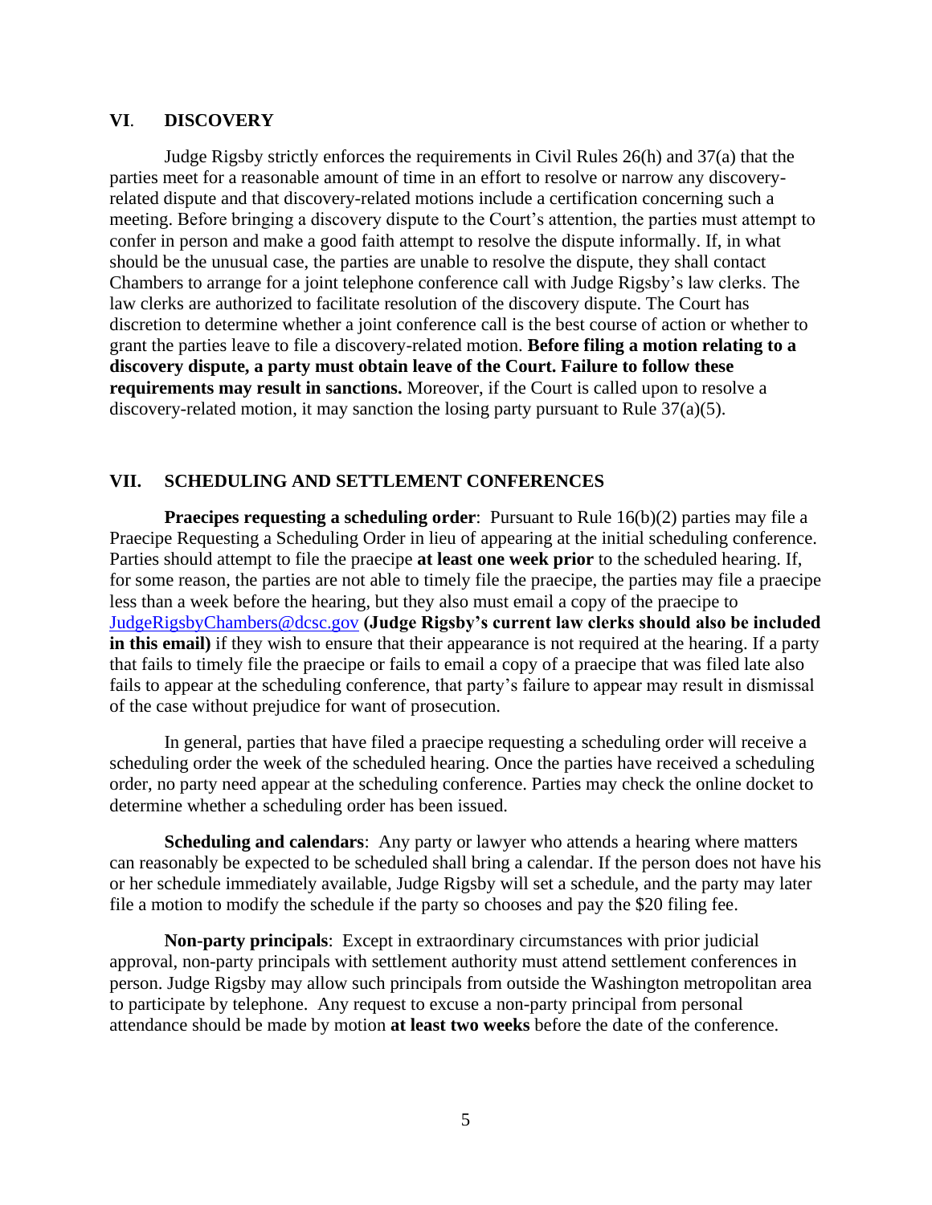## VI. DISCOVERY

Judge Rigsby strictly enforces the requirements in Civil Rules 26(h) and 37(a) that the parties meet for a reasonable amount of time in an effort to resolve or narrow any discovery-related dispute and that discovery-related motions include a certification concerning such a meeting. Before bringing a discovery dispute to the Court's attention, the parties must attempt to confer in person and make a good faith attempt to resolve the dispute informally. If, in what should be the unusual case, the parties are unable to resolve the dispute, they shall contact Chambers to arrange for a joint telephone conference call with Judge Rigsby's law clerks. The law clerks are authorized to facilitate resolution of the discovery dispute. The Court has discretion to determine whether a joint conference call is the best course of action or whether to grant the parties leave to file a discovery-related motion. **Before filing a motion relating to a discovery dispute, a party must obtain leave of the Court. Failure to follow these requirements may result in sanctions.** Moreover, if the Court is called upon to resolve a discovery-related motion, it may sanction the losing party pursuant to Rule 37(a)(5).

## VII. SCHEDULING AND SETTLEMENT CONFERENCES

**Praecipes requesting a scheduling order**: Pursuant to Rule 16(b)(2) parties may file a Praecipe Requesting a Scheduling Order in lieu of appearing at the initial scheduling conference. Parties should attempt to file the praecipe **at least one week prior** to the scheduled hearing. If, for some reason, the parties are not able to timely file the praecipe, the parties may file a praecipe less than a week before the hearing, but they also must email a copy of the praecipe to JudgeRigsbyChambers@dcsc.gov **(Judge Rigsby's current law clerks should also be included in this email)** if they wish to ensure that their appearance is not required at the hearing. If a party that fails to timely file the praecipe or fails to email a copy of a praecipe that was filed late also fails to appear at the scheduling conference, that party's failure to appear may result in dismissal of the case without prejudice for want of prosecution.

In general, parties that have filed a praecipe requesting a scheduling order will receive a scheduling order the week of the scheduled hearing. Once the parties have received a scheduling order, no party need appear at the scheduling conference. Parties may check the online docket to determine whether a scheduling order has been issued.

**Scheduling and calendars**: Any party or lawyer who attends a hearing where matters can reasonably be expected to be scheduled shall bring a calendar. If the person does not have his or her schedule immediately available, Judge Rigsby will set a schedule, and the party may later file a motion to modify the schedule if the party so chooses and pay the $20 filing fee.

**Non-party principals**: Except in extraordinary circumstances with prior judicial approval, non-party principals with settlement authority must attend settlement conferences in person. Judge Rigsby may allow such principals from outside the Washington metropolitan area to participate by telephone. Any request to excuse a non-party principal from personal attendance should be made by motion **at least two weeks** before the date of the conference.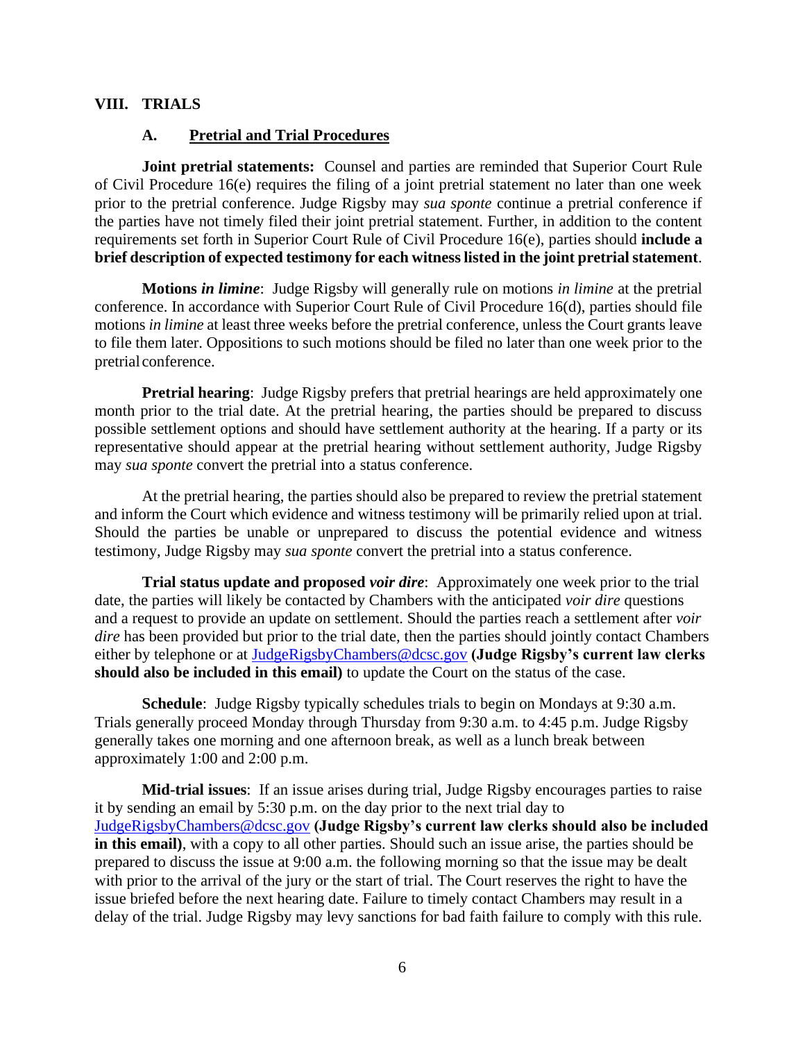## VIII. TRIALS

### A. Pretrial and Trial Procedures

**Joint pretrial statements:** Counsel and parties are reminded that Superior Court Rule of Civil Procedure 16(e) requires the filing of a joint pretrial statement no later than one week prior to the pretrial conference. Judge Rigsby may *sua sponte* continue a pretrial conference if the parties have not timely filed their joint pretrial statement. Further, in addition to the content requirements set forth in Superior Court Rule of Civil Procedure 16(e), parties should **include a brief description of expected testimony for each witness listed in the joint pretrial statement**.

**Motions *in limine***: Judge Rigsby will generally rule on motions *in limine* at the pretrial conference. In accordance with Superior Court Rule of Civil Procedure 16(d), parties should file motions *in limine* at least three weeks before the pretrial conference, unless the Court grants leave to file them later. Oppositions to such motions should be filed no later than one week prior to the pretrial conference.

**Pretrial hearing**: Judge Rigsby prefers that pretrial hearings are held approximately one month prior to the trial date. At the pretrial hearing, the parties should be prepared to discuss possible settlement options and should have settlement authority at the hearing. If a party or its representative should appear at the pretrial hearing without settlement authority, Judge Rigsby may *sua sponte* convert the pretrial into a status conference.

At the pretrial hearing, the parties should also be prepared to review the pretrial statement and inform the Court which evidence and witness testimony will be primarily relied upon at trial. Should the parties be unable or unprepared to discuss the potential evidence and witness testimony, Judge Rigsby may *sua sponte* convert the pretrial into a status conference.

**Trial status update and proposed *voir dire***: Approximately one week prior to the trial date, the parties will likely be contacted by Chambers with the anticipated *voir dire* questions and a request to provide an update on settlement. Should the parties reach a settlement after *voir dire* has been provided but prior to the trial date, then the parties should jointly contact Chambers either by telephone or at JudgeRigsbyChambers@dcsc.gov **(Judge Rigsby's current law clerks should also be included in this email)** to update the Court on the status of the case.

**Schedule**: Judge Rigsby typically schedules trials to begin on Mondays at 9:30 a.m. Trials generally proceed Monday through Thursday from 9:30 a.m. to 4:45 p.m. Judge Rigsby generally takes one morning and one afternoon break, as well as a lunch break between approximately 1:00 and 2:00 p.m.

**Mid-trial issues**: If an issue arises during trial, Judge Rigsby encourages parties to raise it by sending an email by 5:30 p.m. on the day prior to the next trial day to JudgeRigsbyChambers@dcsc.gov **(Judge Rigsby's current law clerks should also be included in this email)**, with a copy to all other parties. Should such an issue arise, the parties should be prepared to discuss the issue at 9:00 a.m. the following morning so that the issue may be dealt with prior to the arrival of the jury or the start of trial. The Court reserves the right to have the issue briefed before the next hearing date. Failure to timely contact Chambers may result in a delay of the trial. Judge Rigsby may levy sanctions for bad faith failure to comply with this rule.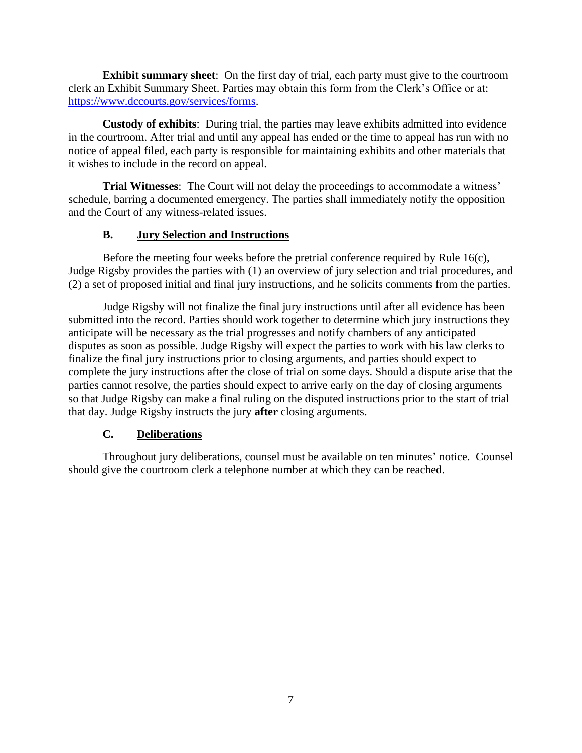**Exhibit summary sheet**: On the first day of trial, each party must give to the courtroom clerk an Exhibit Summary Sheet. Parties may obtain this form from the Clerk's Office or at: https://www.dccourts.gov/services/forms.

**Custody of exhibits**: During trial, the parties may leave exhibits admitted into evidence in the courtroom. After trial and until any appeal has ended or the time to appeal has run with no notice of appeal filed, each party is responsible for maintaining exhibits and other materials that it wishes to include in the record on appeal.

**Trial Witnesses**: The Court will not delay the proceedings to accommodate a witness' schedule, barring a documented emergency. The parties shall immediately notify the opposition and the Court of any witness-related issues.

### B. Jury Selection and Instructions

Before the meeting four weeks before the pretrial conference required by Rule 16(c), Judge Rigsby provides the parties with (1) an overview of jury selection and trial procedures, and (2) a set of proposed initial and final jury instructions, and he solicits comments from the parties.

Judge Rigsby will not finalize the final jury instructions until after all evidence has been submitted into the record. Parties should work together to determine which jury instructions they anticipate will be necessary as the trial progresses and notify chambers of any anticipated disputes as soon as possible. Judge Rigsby will expect the parties to work with his law clerks to finalize the final jury instructions prior to closing arguments, and parties should expect to complete the jury instructions after the close of trial on some days. Should a dispute arise that the parties cannot resolve, the parties should expect to arrive early on the day of closing arguments so that Judge Rigsby can make a final ruling on the disputed instructions prior to the start of trial that day. Judge Rigsby instructs the jury **after** closing arguments.

### C. Deliberations

Throughout jury deliberations, counsel must be available on ten minutes' notice. Counsel should give the courtroom clerk a telephone number at which they can be reached.